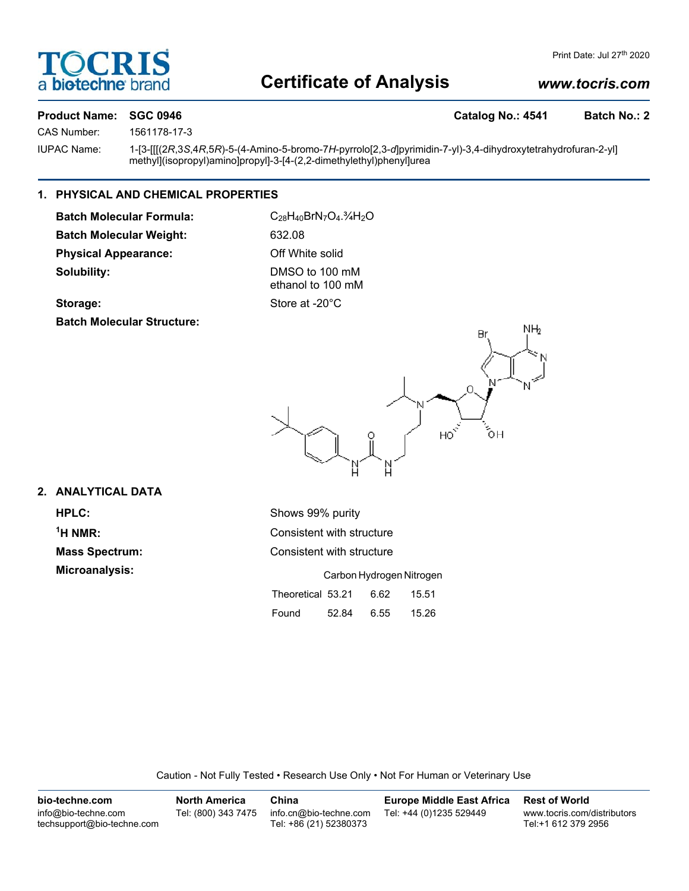Print Date: Jul 27th 2020

# Certificate of Analysis

www.tocris.com

**Product Name: SGC 0946** **Catalog No.: 4541** **Batch No.: 2**

CAS Number: 1561178-17-3

IUPAC Name: 1-[3-[[[(2*R*,3*S*,4*R*,5*R*)-5-(4-Amino-5-bromo-7*H*-pyrrolo[2,3-*d*]pyrimidin-7-yl)-3,4-dihydroxytetrahydrofuran-2-yl]methyl](isopropyl)amino]propyl]-3-[4-(2,2-dimethylethyl)phenyl]urea

## 1. PHYSICAL AND CHEMICAL PROPERTIES

**Batch Molecular Formula:** $C_{28}H_{40}BrN_7O_4.¾H_2O$

**Batch Molecular Weight:** 632.08

**Physical Appearance:** Off White solid

**Solubility:** DMSO to 100 mM
ethanol to 100 mM

**Storage:** Store at -20°C

**Batch Molecular Structure:**

## 2. ANALYTICAL DATA

**HPLC:** Shows 99% purity

**$^1$H NMR:** Consistent with structure

**Mass Spectrum:** Consistent with structure

**Microanalysis:**

| | Carbon | Hydrogen | Nitrogen |
|---|---|---|---|
| Theoretical | 53.21 | 6.62 | 15.51 |
| Found | 52.84 | 6.55 | 15.26 |

Caution - Not Fully Tested • Research Use Only • Not For Human or Veterinary Use

**bio-techne.com**
info@bio-techne.com
techsupport@bio-techne.com

**North America**
Tel: (800) 343 7475

**China**
info.cn@bio-techne.com
Tel: +86 (21) 52380373

**Europe Middle East Africa**
Tel: +44 (0)1235 529449

**Rest of World**
www.tocris.com/distributors
Tel:+1 612 379 2956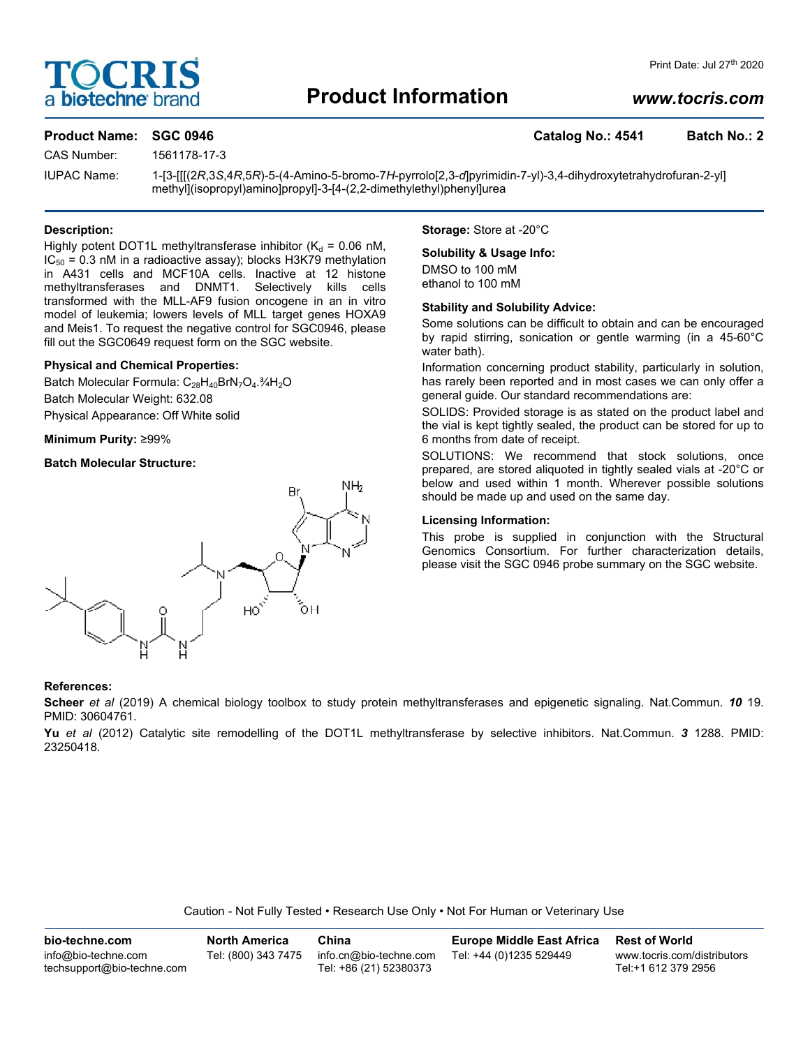# TOCRIS
a bio-techne brand

# Product Information

*www.tocris.com*

Print Date: Jul 27th 2020

**Product Name: SGC 0946** **Catalog No.: 4541** **Batch No.: 2**

CAS Number: 1561178-17-3

IUPAC Name: 1-[3-[[[(2*R*,3*S*,4*R*,5*R*)-5-(4-Amino-5-bromo-7*H*-pyrrolo[2,3-*d*]pyrimidin-7-yl)-3,4-dihydroxytetrahydrofuran-2-yl] methyl](isopropyl)amino]propyl]-3-[4-(2,2-dimethylethyl)phenyl]urea

### Description:

Highly potent DOT1L methyltransferase inhibitor ($K_d$ = 0.06 nM, $IC_{50}$ = 0.3 nM in a radioactive assay); blocks H3K79 methylation in A431 cells and MCF10A cells. Inactive at 12 histone methyltransferases and DNMT1. Selectively kills cells transformed with the MLL-AF9 fusion oncogene in an in vitro model of leukemia; lowers levels of MLL target genes HOXA9 and Meis1. To request the negative control for SGC0946, please fill out the SGC0649 request form on the SGC website.

### Physical and Chemical Properties:

Batch Molecular Formula: $C_{28}H_{40}BrN_7O_4.¾H_2O$

Batch Molecular Weight: 632.08

Physical Appearance: Off White solid

**Minimum Purity:** ≥99%

### Batch Molecular Structure:

Br
NH2
N
N
N
O
N
HO
OH
O
N
H
N
H

### Storage: Store at -20°C

### Solubility & Usage Info:

DMSO to 100 mM
ethanol to 100 mM

### Stability and Solubility Advice:

Some solutions can be difficult to obtain and can be encouraged by rapid stirring, sonication or gentle warming (in a 45-60°C water bath).

Information concerning product stability, particularly in solution, has rarely been reported and in most cases we can only offer a general guide. Our standard recommendations are:

SOLIDS: Provided storage is as stated on the product label and the vial is kept tightly sealed, the product can be stored for up to 6 months from date of receipt.

SOLUTIONS: We recommend that stock solutions, once prepared, are stored aliquoted in tightly sealed vials at -20°C or below and used within 1 month. Wherever possible solutions should be made up and used on the same day.

### Licensing Information:

This probe is supplied in conjunction with the Structural Genomics Consortium. For further characterization details, please visit the SGC 0946 probe summary on the SGC website.

### References:

**Scheer** *et al* (2019) A chemical biology toolbox to study protein methyltransferases and epigenetic signaling. Nat.Commun. ***10*** 19. PMID: 30604761.

**Yu** *et al* (2012) Catalytic site remodelling of the DOT1L methyltransferase by selective inhibitors. Nat.Commun. ***3*** 1288. PMID: 23250418.

Caution - Not Fully Tested • Research Use Only • Not For Human or Veterinary Use

| **bio-techne.com** | **North America** | **China** | **Europe Middle East Africa** | **Rest of World** |
| --- | --- | --- | --- | --- |
| info@bio-techne.com<br>techsupport@bio-techne.com | Tel: (800) 343 7475 | info.cn@bio-techne.com<br>Tel: +86 (21) 52380373 | Tel: +44 (0)1235 529449 | www.tocris.com/distributors<br>Tel:+1 612 379 2956 |